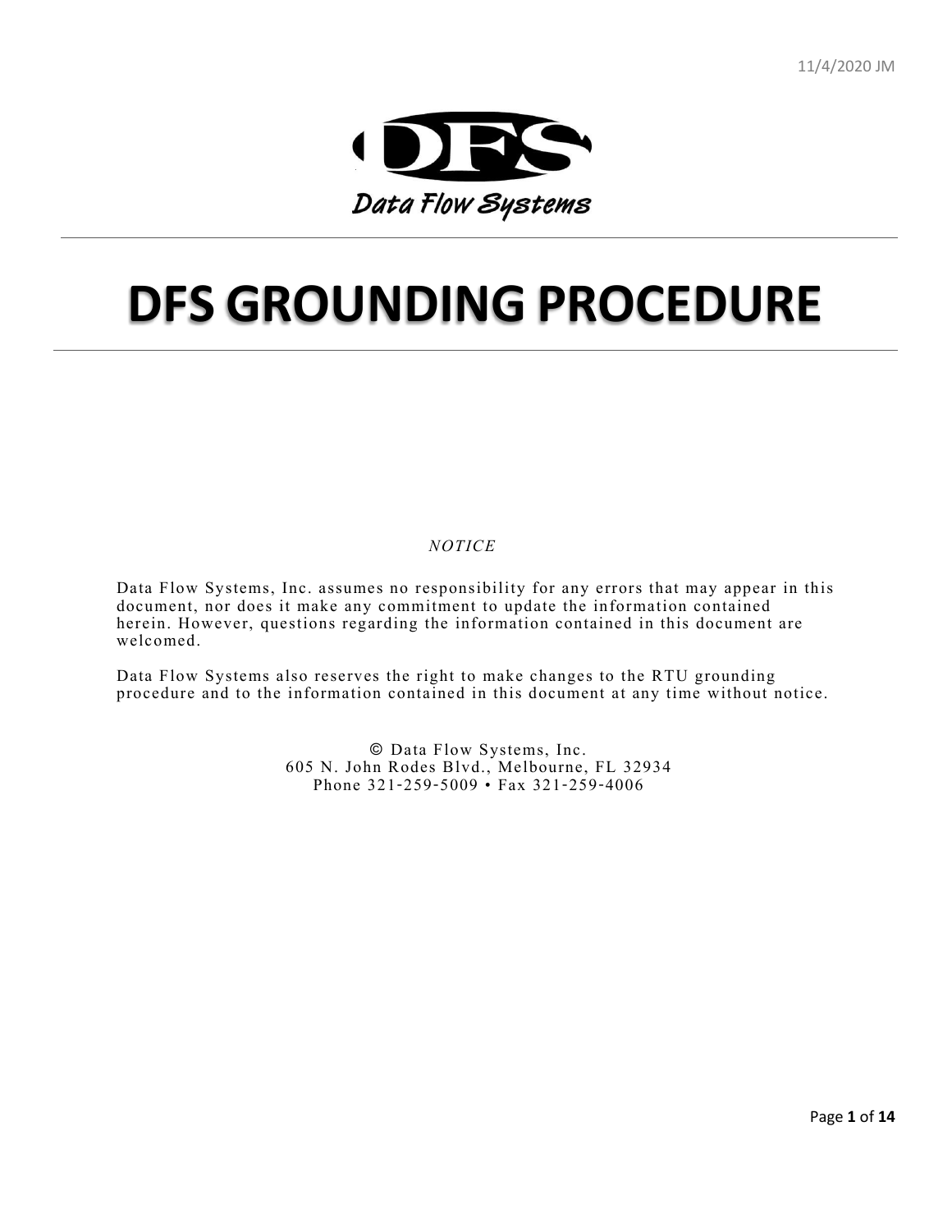11/4/2020 JM

DFS

Data Flow Systems

# DFS GROUNDING PROCEDURE

*NOTICE*

Data Flow Systems, Inc. assumes no responsibility for any errors that may appear in this document, nor does it make any commitment to update the information contained herein. However, questions regarding the information contained in this document are welcomed.

Data Flow Systems also reserves the right to make changes to the RTU grounding procedure and to the information contained in this document at any time without notice.

© Data Flow Systems, Inc.
605 N. John Rodes Blvd., Melbourne, FL 32934
Phone 321-259-5009 • Fax 321-259-4006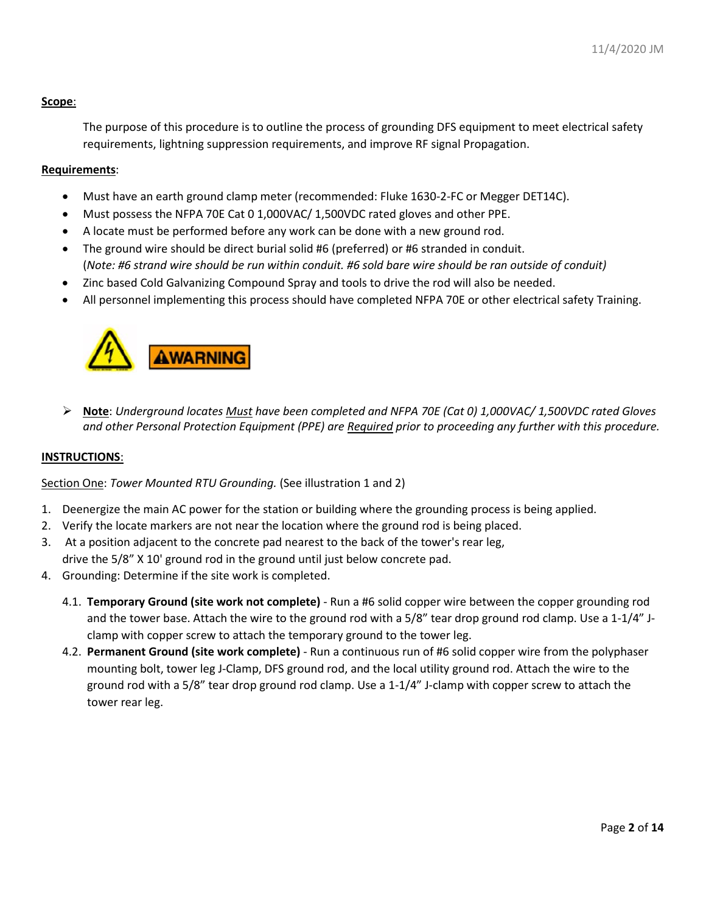**Scope**:

The purpose of this procedure is to outline the process of grounding DFS equipment to meet electrical safety requirements, lightning suppression requirements, and improve RF signal Propagation.

**Requirements**:

- Must have an earth ground clamp meter (recommended: Fluke 1630-2-FC or Megger DET14C).
- Must possess the NFPA 70E Cat 0 1,000VAC/ 1,500VDC rated gloves and other PPE.
- A locate must be performed before any work can be done with a new ground rod.
- The ground wire should be direct burial solid #6 (preferred) or #6 stranded in conduit. (*Note: #6 strand wire should be run within conduit. #6 sold bare wire should be ran outside of conduit)*
- Zinc based Cold Galvanizing Compound Spray and tools to drive the rod will also be needed.
- All personnel implementing this process should have completed NFPA 70E or other electrical safety Training.

**⚠WARNING**

- ➢ **Note**: *Underground locates Must have been completed and NFPA 70E (Cat 0) 1,000VAC/ 1,500VDC rated Gloves and other Personal Protection Equipment (PPE) are Required prior to proceeding any further with this procedure.*

**INSTRUCTIONS**:

Section One: *Tower Mounted RTU Grounding.* (See illustration 1 and 2)

1. Deenergize the main AC power for the station or building where the grounding process is being applied.
2. Verify the locate markers are not near the location where the ground rod is being placed.
3. At a position adjacent to the concrete pad nearest to the back of the tower's rear leg, drive the 5/8" X 10' ground rod in the ground until just below concrete pad.
4. Grounding: Determine if the site work is completed.

   4.1. **Temporary Ground (site work not complete)** - Run a #6 solid copper wire between the copper grounding rod and the tower base. Attach the wire to the ground rod with a 5/8" tear drop ground rod clamp. Use a 1-1/4" J-clamp with copper screw to attach the temporary ground to the tower leg.

   4.2. **Permanent Ground (site work complete)** - Run a continuous run of #6 solid copper wire from the polyphaser mounting bolt, tower leg J-Clamp, DFS ground rod, and the local utility ground rod. Attach the wire to the ground rod with a 5/8" tear drop ground rod clamp. Use a 1-1/4" J-clamp with copper screw to attach the tower rear leg.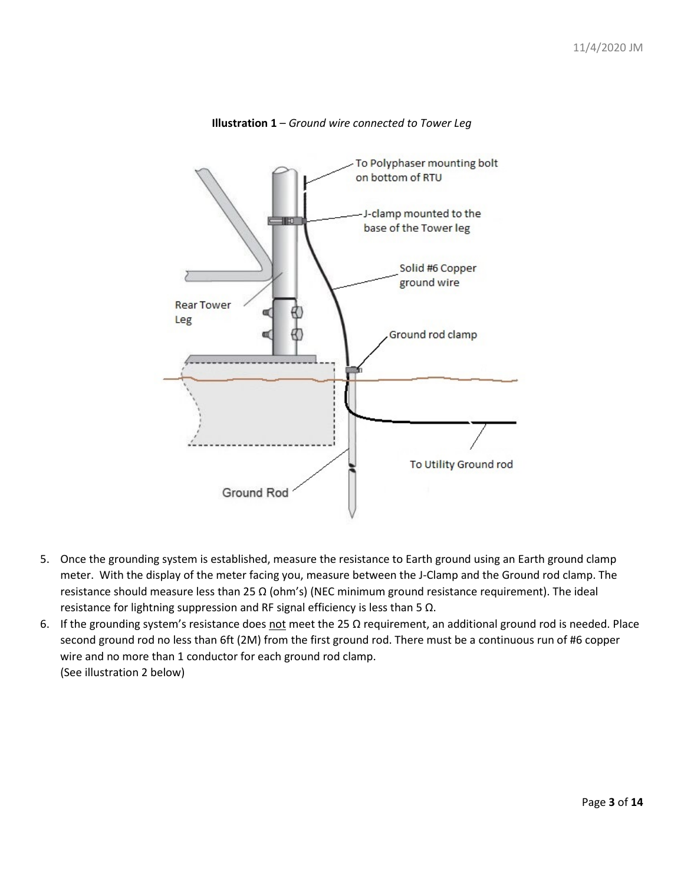**Illustration 1** – *Ground wire connected to Tower Leg*

5. Once the grounding system is established, measure the resistance to Earth ground using an Earth ground clamp meter. With the display of the meter facing you, measure between the J-Clamp and the Ground rod clamp. The resistance should measure less than 25 Ω (ohm's) (NEC minimum ground resistance requirement). The ideal resistance for lightning suppression and RF signal efficiency is less than 5 Ω.
6. If the grounding system's resistance does not meet the 25 Ω requirement, an additional ground rod is needed. Place second ground rod no less than 6ft (2M) from the first ground rod. There must be a continuous run of #6 copper wire and no more than 1 conductor for each ground rod clamp.
   (See illustration 2 below)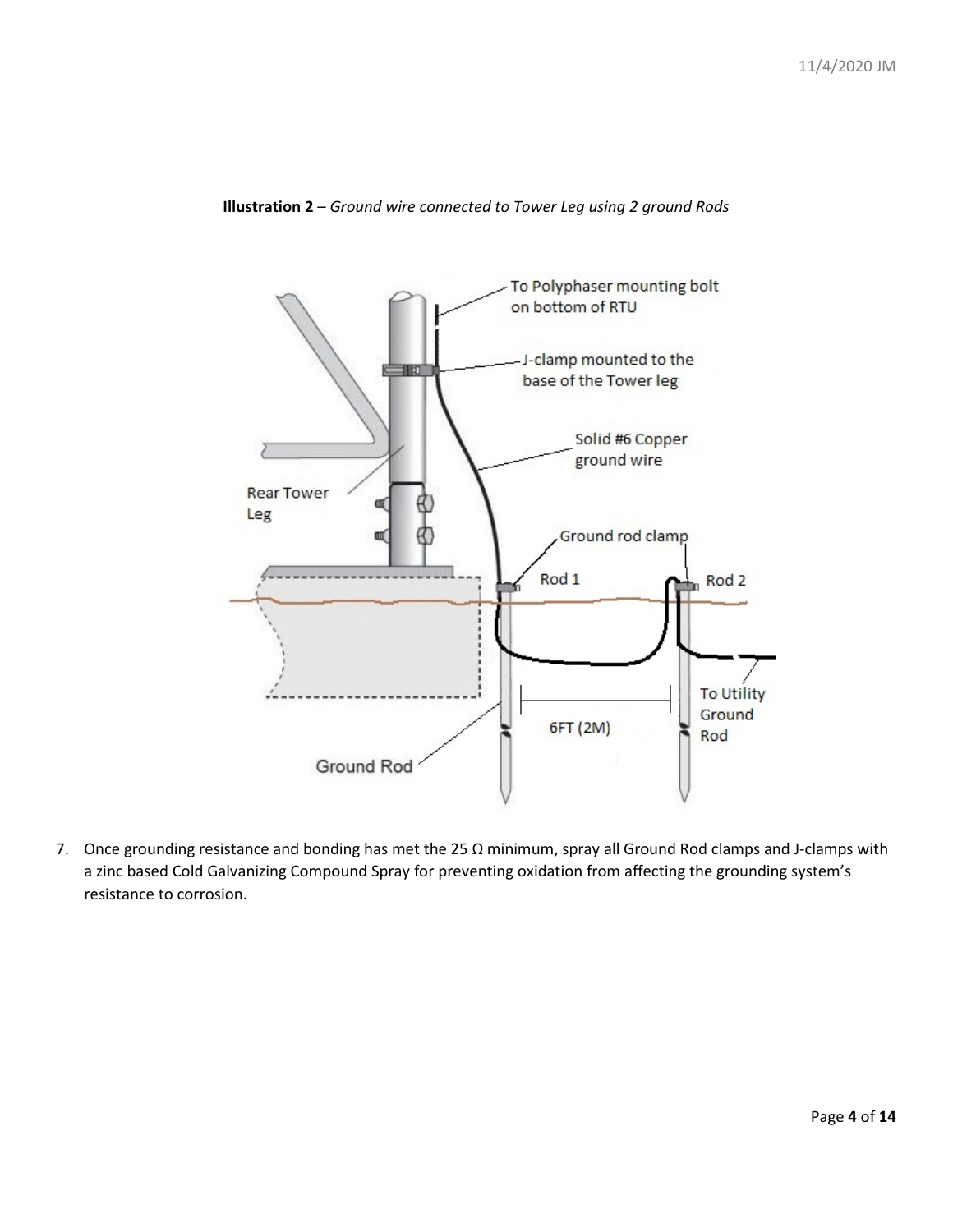**Illustration 2** – *Ground wire connected to Tower Leg using 2 ground Rods*

7. Once grounding resistance and bonding has met the 25 Ω minimum, spray all Ground Rod clamps and J-clamps with a zinc based Cold Galvanizing Compound Spray for preventing oxidation from affecting the grounding system's resistance to corrosion.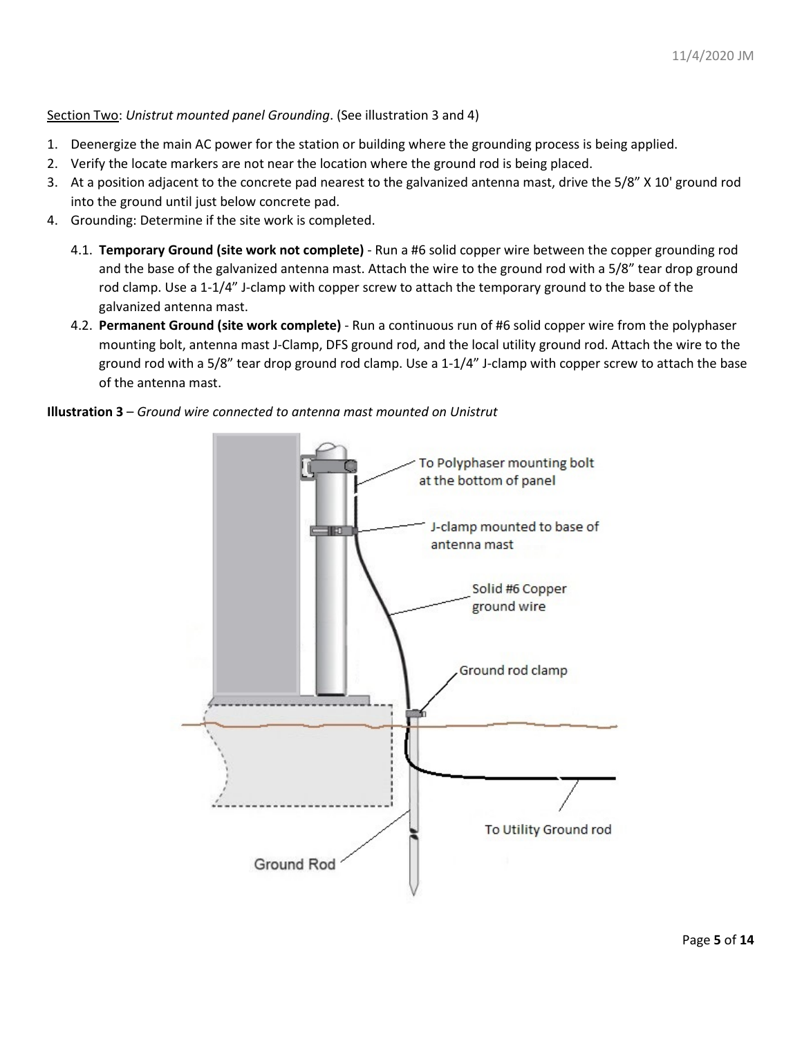<u>Section Two</u>: *Unistrut mounted panel Grounding*. (See illustration 3 and 4)

1. Deenergize the main AC power for the station or building where the grounding process is being applied.
2. Verify the locate markers are not near the location where the ground rod is being placed.
3. At a position adjacent to the concrete pad nearest to the galvanized antenna mast, drive the 5/8" X 10' ground rod into the ground until just below concrete pad.
4. Grounding: Determine if the site work is completed.

   4.1. **Temporary Ground (site work not complete)** - Run a #6 solid copper wire between the copper grounding rod and the base of the galvanized antenna mast. Attach the wire to the ground rod with a 5/8" tear drop ground rod clamp. Use a 1-1/4" J-clamp with copper screw to attach the temporary ground to the base of the galvanized antenna mast.

   4.2. **Permanent Ground (site work complete)** - Run a continuous run of #6 solid copper wire from the polyphaser mounting bolt, antenna mast J-Clamp, DFS ground rod, and the local utility ground rod. Attach the wire to the ground rod with a 5/8" tear drop ground rod clamp. Use a 1-1/4" J-clamp with copper screw to attach the base of the antenna mast.

**Illustration 3** – *Ground wire connected to antenna mast mounted on Unistrut*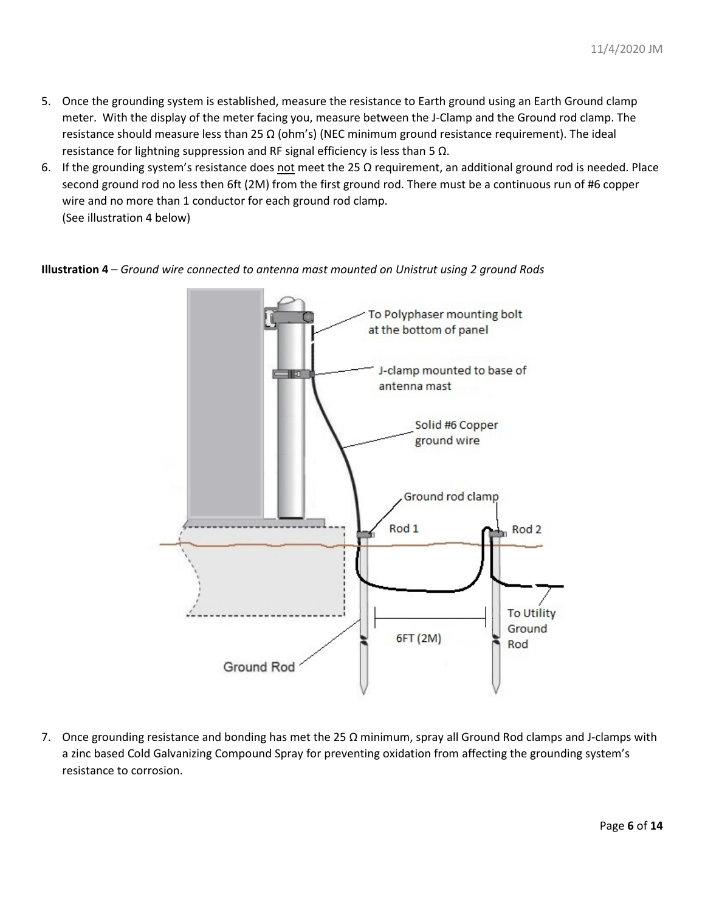5. Once the grounding system is established, measure the resistance to Earth ground using an Earth Ground clamp meter. With the display of the meter facing you, measure between the J-Clamp and the Ground rod clamp. The resistance should measure less than 25 Ω (ohm's) (NEC minimum ground resistance requirement). The ideal resistance for lightning suppression and RF signal efficiency is less than 5 Ω.
6. If the grounding system's resistance does not meet the 25 Ω requirement, an additional ground rod is needed. Place second ground rod no less then 6ft (2M) from the first ground rod. There must be a continuous run of #6 copper wire and no more than 1 conductor for each ground rod clamp.
   (See illustration 4 below)

**Illustration 4** – *Ground wire connected to antenna mast mounted on Unistrut using 2 ground Rods*

7. Once grounding resistance and bonding has met the 25 Ω minimum, spray all Ground Rod clamps and J-clamps with a zinc based Cold Galvanizing Compound Spray for preventing oxidation from affecting the grounding system's resistance to corrosion.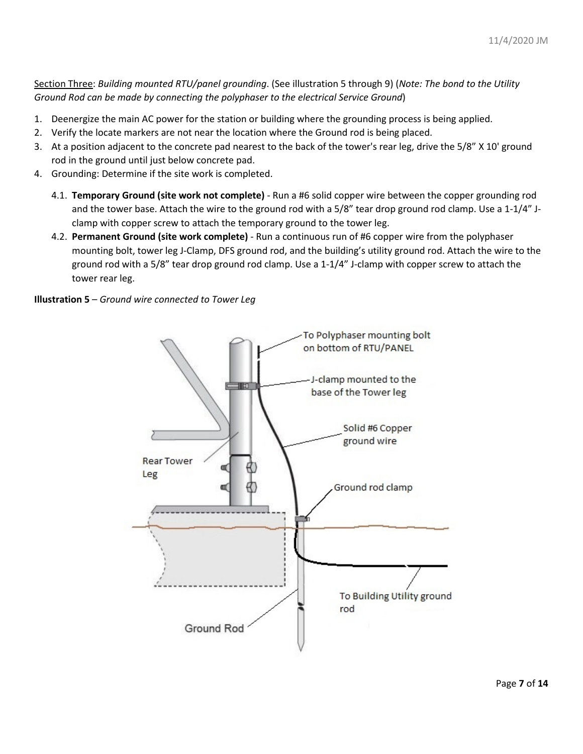Section Three: *Building mounted RTU/panel grounding*. (See illustration 5 through 9) (*Note: The bond to the Utility Ground Rod can be made by connecting the polyphaser to the electrical Service Ground*)

1. Deenergize the main AC power for the station or building where the grounding process is being applied.
2. Verify the locate markers are not near the location where the Ground rod is being placed.
3. At a position adjacent to the concrete pad nearest to the back of the tower's rear leg, drive the 5/8" X 10' ground rod in the ground until just below concrete pad.
4. Grounding: Determine if the site work is completed.

   4.1. **Temporary Ground (site work not complete)** - Run a #6 solid copper wire between the copper grounding rod and the tower base. Attach the wire to the ground rod with a 5/8" tear drop ground rod clamp. Use a 1-1/4" J-clamp with copper screw to attach the temporary ground to the tower leg.

   4.2. **Permanent Ground (site work complete)** - Run a continuous run of #6 copper wire from the polyphaser mounting bolt, tower leg J-Clamp, DFS ground rod, and the building's utility ground rod. Attach the wire to the ground rod with a 5/8" tear drop ground rod clamp. Use a 1-1/4" J-clamp with copper screw to attach the tower rear leg.

**Illustration 5** – *Ground wire connected to Tower Leg*

To Polyphaser mounting bolt on bottom of RTU/PANEL

J-clamp mounted to the base of the Tower leg

Solid #6 Copper ground wire

Rear Tower Leg

Ground rod clamp

To Building Utility ground rod

Ground Rod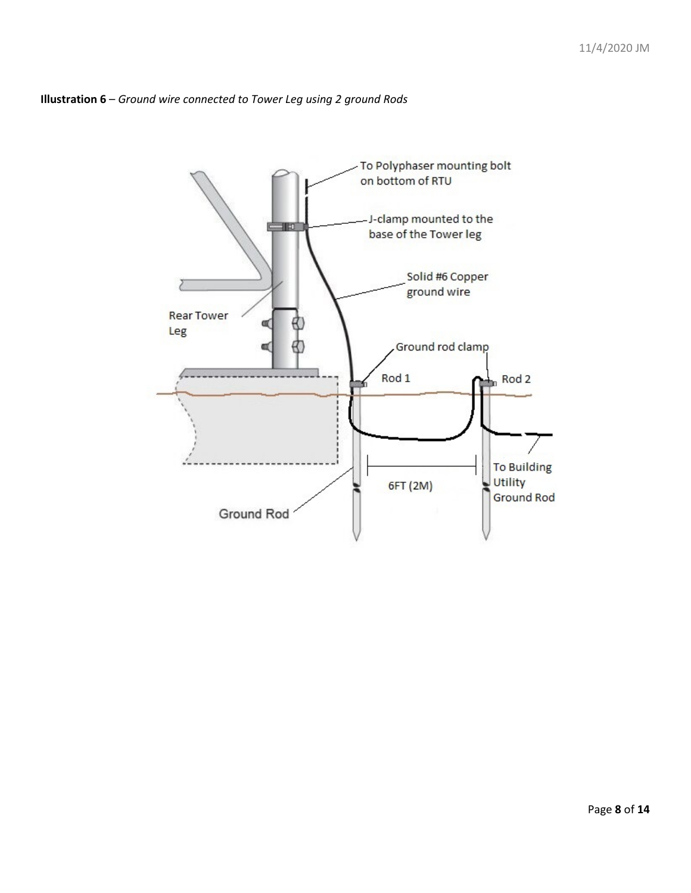**Illustration 6** – *Ground wire connected to Tower Leg using 2 ground Rods*

To Polyphaser mounting bolt on bottom of RTU

J-clamp mounted to the base of the Tower leg

Solid #6 Copper ground wire

Rear Tower Leg

Ground rod clamp

Rod 1

Rod 2

6FT (2M)

To Building Utility Ground Rod

Ground Rod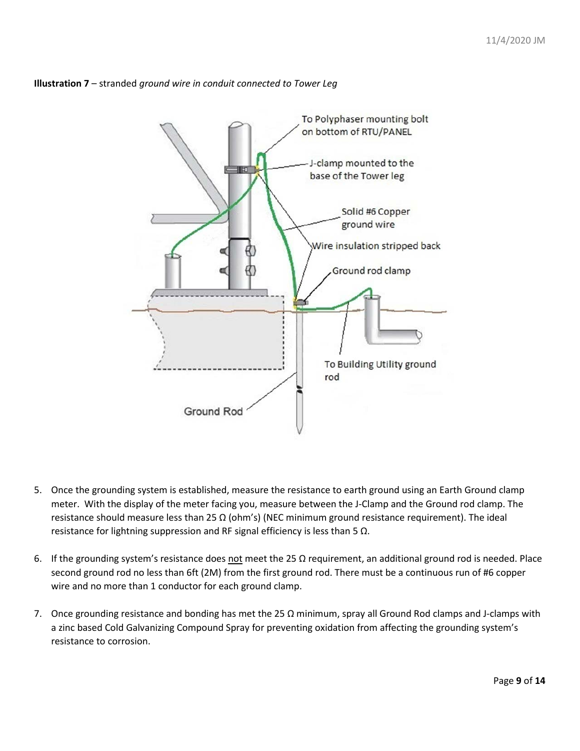**Illustration 7** – stranded *ground wire in conduit connected to Tower Leg*

5. Once the grounding system is established, measure the resistance to earth ground using an Earth Ground clamp meter. With the display of the meter facing you, measure between the J-Clamp and the Ground rod clamp. The resistance should measure less than 25 Ω (ohm's) (NEC minimum ground resistance requirement). The ideal resistance for lightning suppression and RF signal efficiency is less than 5 Ω.

6. If the grounding system's resistance does <u>not</u> meet the 25 Ω requirement, an additional ground rod is needed. Place second ground rod no less than 6ft (2M) from the first ground rod. There must be a continuous run of #6 copper wire and no more than 1 conductor for each ground clamp.

7. Once grounding resistance and bonding has met the 25 Ω minimum, spray all Ground Rod clamps and J-clamps with a zinc based Cold Galvanizing Compound Spray for preventing oxidation from affecting the grounding system's resistance to corrosion.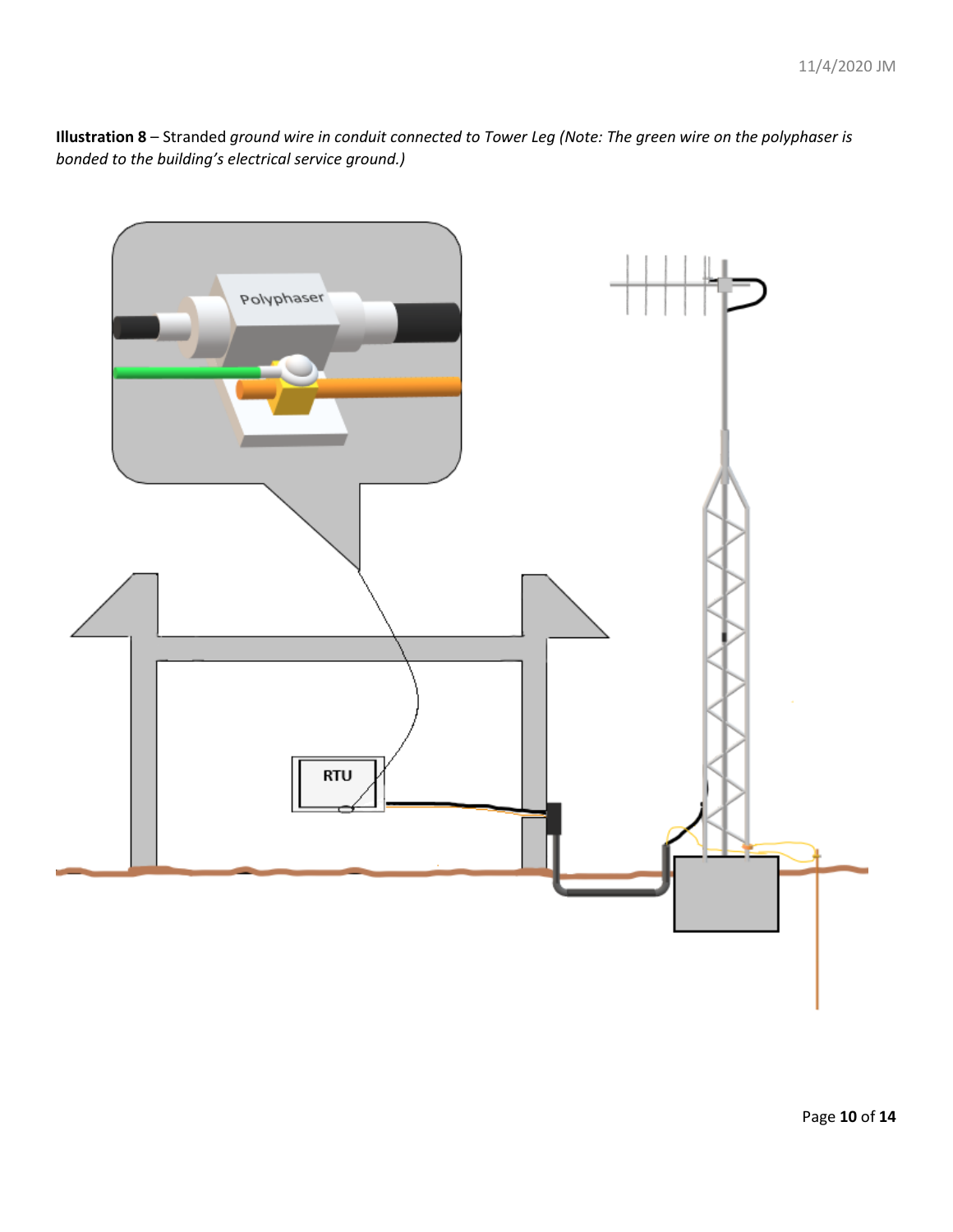**Illustration 8** – Stranded *ground wire in conduit connected to Tower Leg (Note: The green wire on the polyphaser is bonded to the building's electrical service ground.)*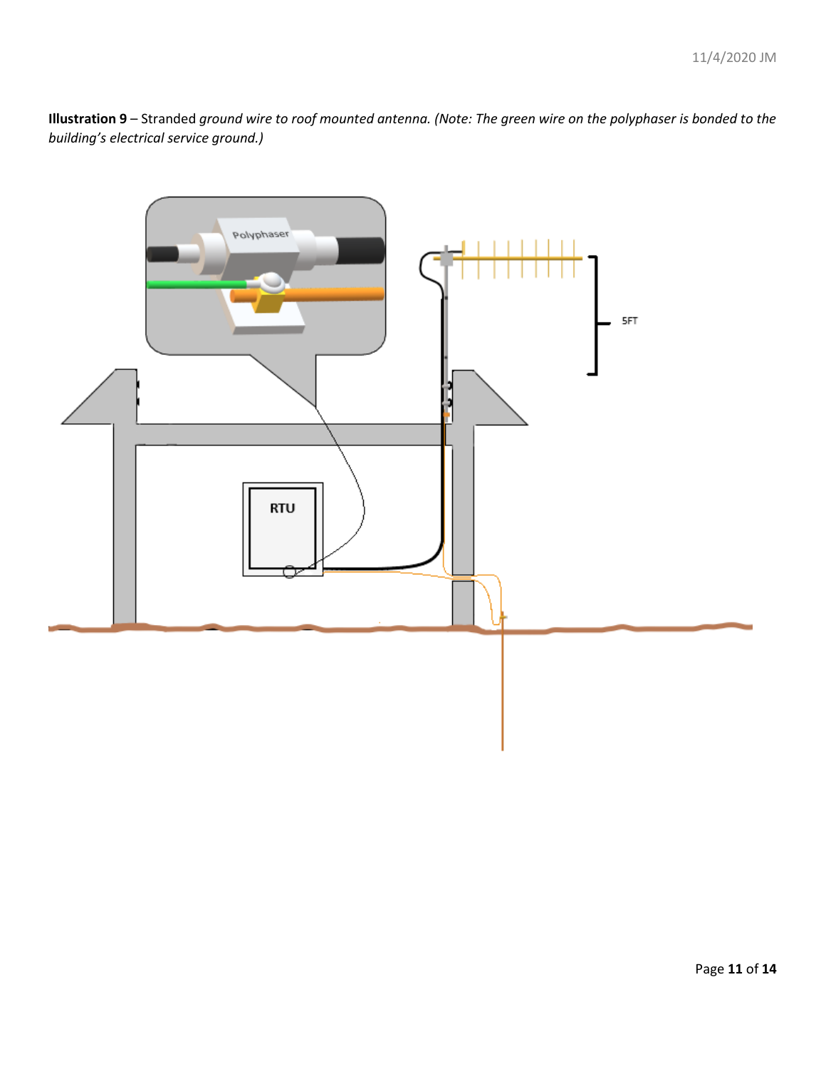**Illustration 9** – Stranded *ground wire to roof mounted antenna. (Note: The green wire on the polyphaser is bonded to the building's electrical service ground.)*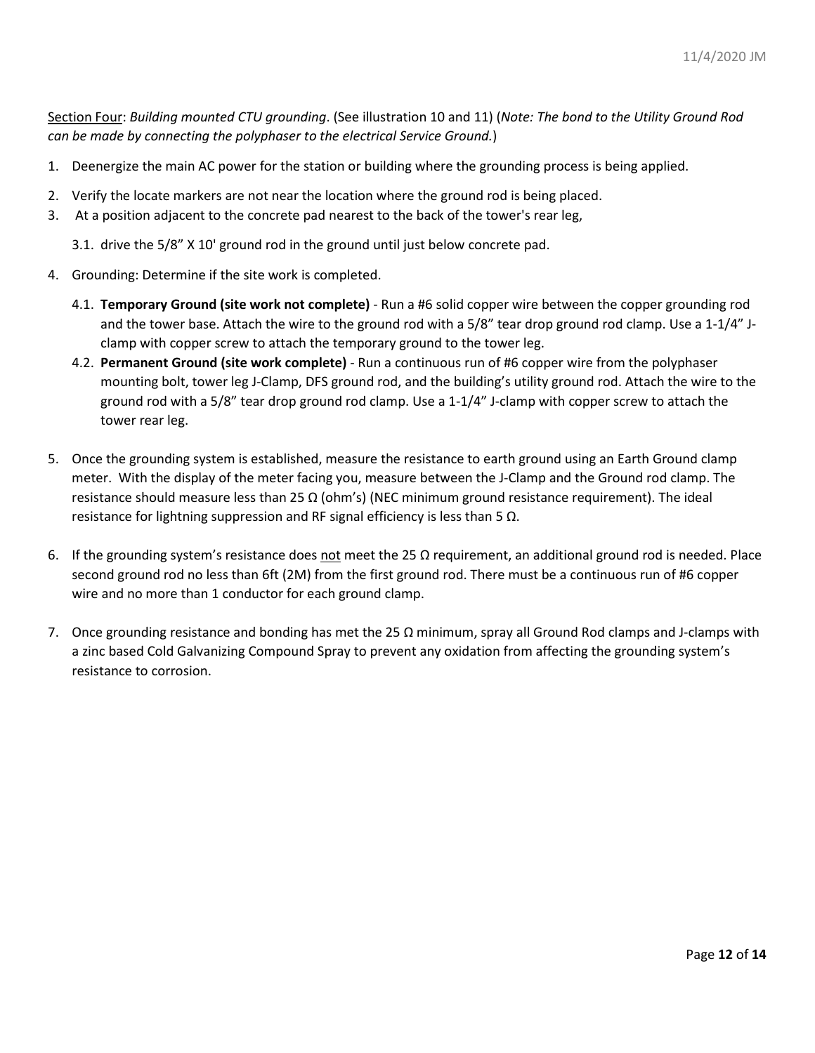<u>Section Four</u>: *Building mounted CTU grounding*. (See illustration 10 and 11) (*Note: The bond to the Utility Ground Rod can be made by connecting the polyphaser to the electrical Service Ground.*)

1. Deenergize the main AC power for the station or building where the grounding process is being applied.
2. Verify the locate markers are not near the location where the ground rod is being placed.
3. At a position adjacent to the concrete pad nearest to the back of the tower's rear leg,
   - 3.1. drive the 5/8" X 10' ground rod in the ground until just below concrete pad.
4. Grounding: Determine if the site work is completed.
   - 4.1. **Temporary Ground (site work not complete)** - Run a #6 solid copper wire between the copper grounding rod and the tower base. Attach the wire to the ground rod with a 5/8" tear drop ground rod clamp. Use a 1-1/4" J-clamp with copper screw to attach the temporary ground to the tower leg.
   - 4.2. **Permanent Ground (site work complete)** - Run a continuous run of #6 copper wire from the polyphaser mounting bolt, tower leg J-Clamp, DFS ground rod, and the building's utility ground rod. Attach the wire to the ground rod with a 5/8" tear drop ground rod clamp. Use a 1-1/4" J-clamp with copper screw to attach the tower rear leg.
5. Once the grounding system is established, measure the resistance to earth ground using an Earth Ground clamp meter. With the display of the meter facing you, measure between the J-Clamp and the Ground rod clamp. The resistance should measure less than 25 Ω (ohm's) (NEC minimum ground resistance requirement). The ideal resistance for lightning suppression and RF signal efficiency is less than 5 Ω.
6. If the grounding system's resistance does <u>not</u> meet the 25 Ω requirement, an additional ground rod is needed. Place second ground rod no less than 6ft (2M) from the first ground rod. There must be a continuous run of #6 copper wire and no more than 1 conductor for each ground clamp.
7. Once grounding resistance and bonding has met the 25 Ω minimum, spray all Ground Rod clamps and J-clamps with a zinc based Cold Galvanizing Compound Spray to prevent any oxidation from affecting the grounding system's resistance to corrosion.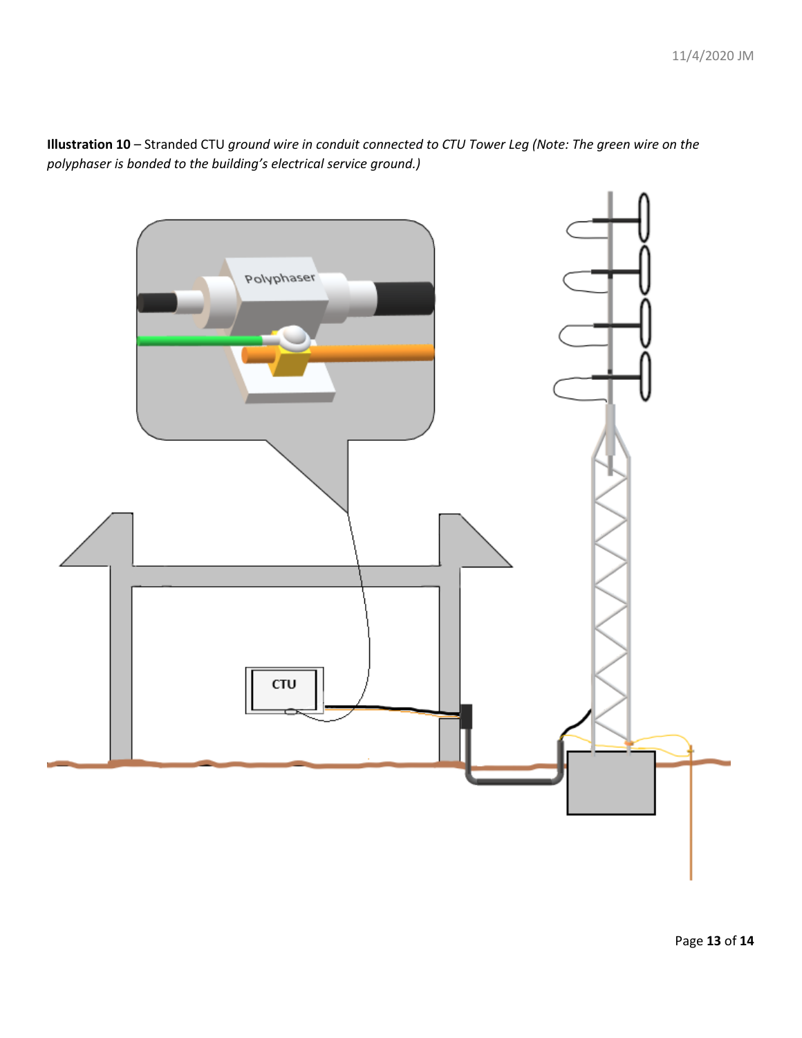**Illustration 10** – Stranded CTU *ground wire in conduit connected to CTU Tower Leg (Note: The green wire on the polyphaser is bonded to the building's electrical service ground.)*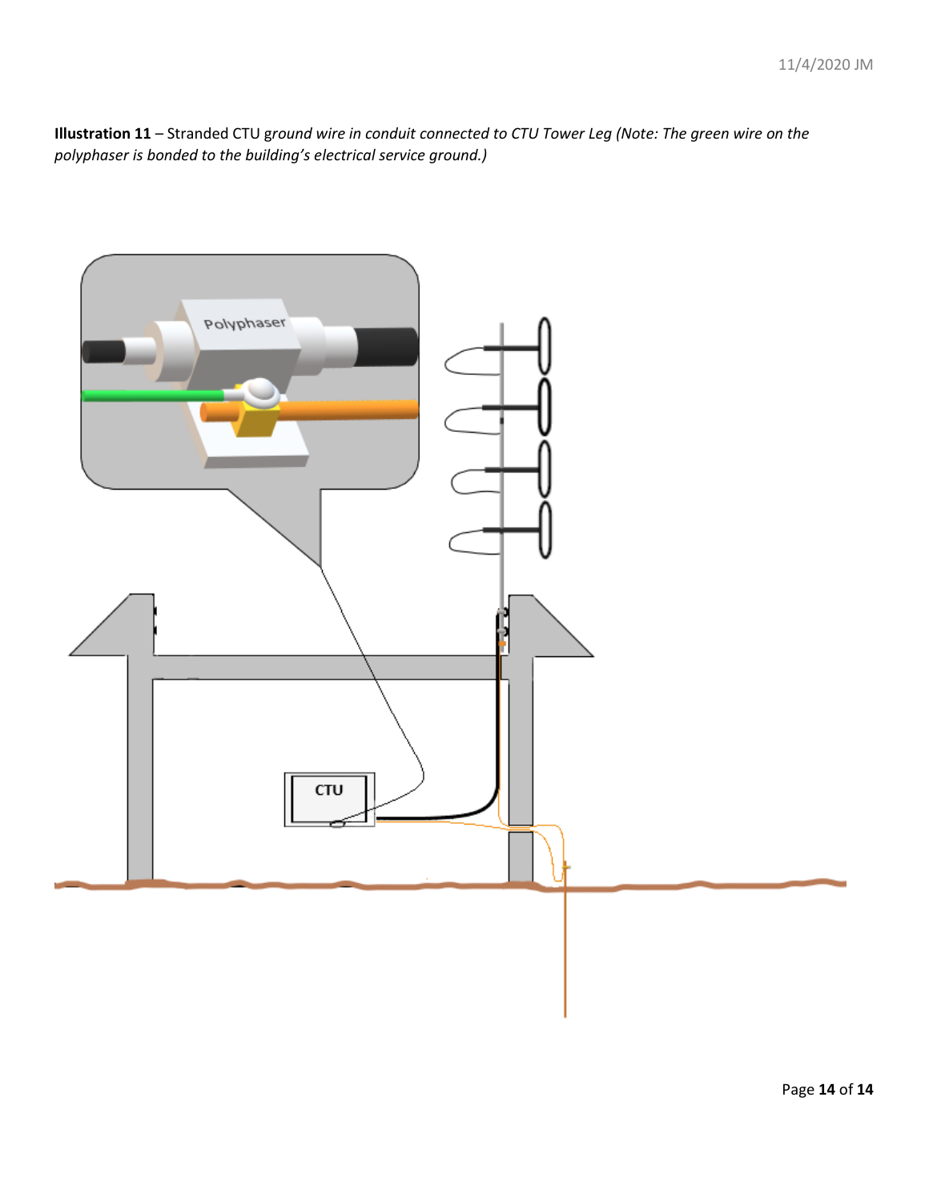**Illustration 11** – Stranded CTU g*round wire in conduit connected to CTU Tower Leg (Note: The green wire on the polyphaser is bonded to the building's electrical service ground.)*

Polyphaser

CTU